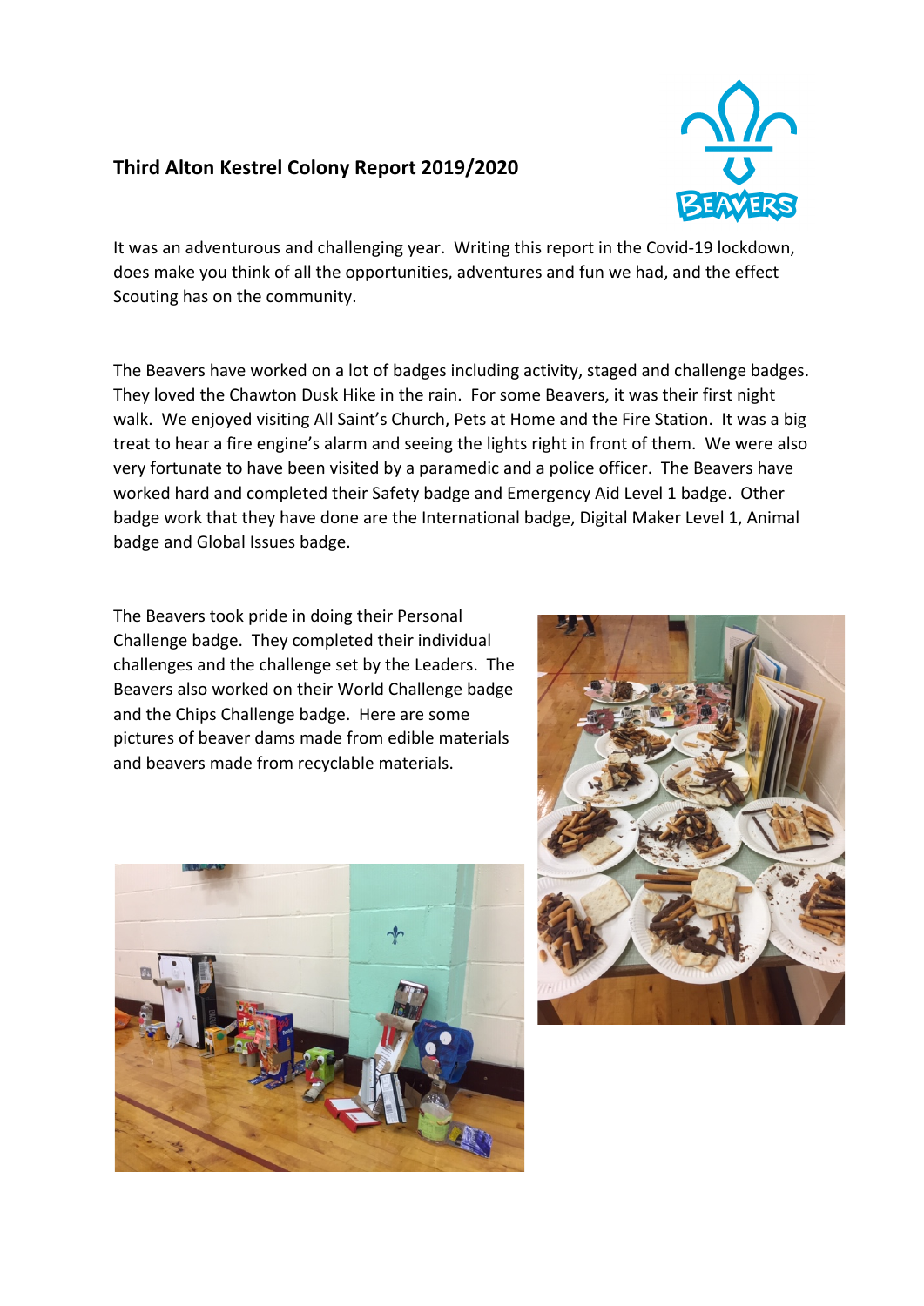# Third Alton Kestrel Colony Report 2019/2020

It was an adventurous and challenging year. Writing this report in the Covid-19 lockdown, does make you think of all the opportunities, adventures and fun we had, and the effect Scouting has on the community.

The Beavers have worked on a lot of badges including activity, staged and challenge badges. They loved the Chawton Dusk Hike in the rain. For some Beavers, it was their first night walk. We enjoyed visiting All Saint's Church, Pets at Home and the Fire Station. It was a big treat to hear a fire engine's alarm and seeing the lights right in front of them. We were also very fortunate to have been visited by a paramedic and a police officer. The Beavers have worked hard and completed their Safety badge and Emergency Aid Level 1 badge. Other badge work that they have done are the International badge, Digital Maker Level 1, Animal badge and Global Issues badge.

The Beavers took pride in doing their Personal Challenge badge. They completed their individual challenges and the challenge set by the Leaders. The Beavers also worked on their World Challenge badge and the Chips Challenge badge. Here are some pictures of beaver dams made from edible materials and beavers made from recyclable materials.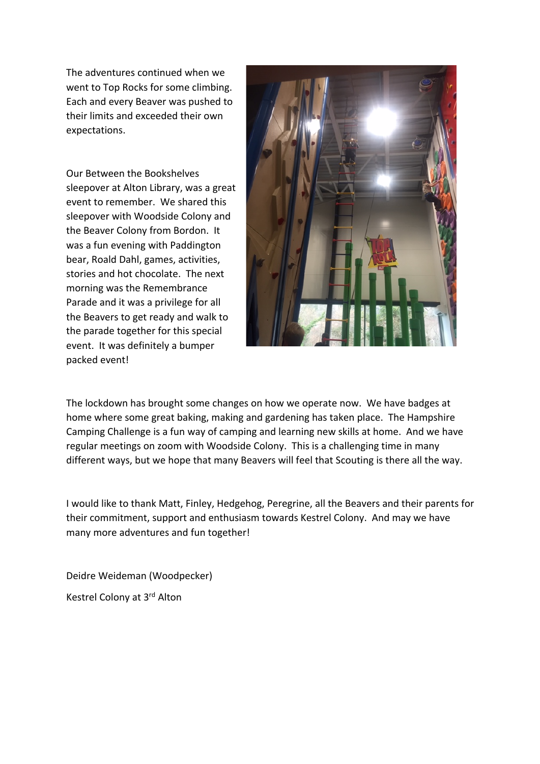The adventures continued when we went to Top Rocks for some climbing. Each and every Beaver was pushed to their limits and exceeded their own expectations.

Our Between the Bookshelves sleepover at Alton Library, was a great event to remember. We shared this sleepover with Woodside Colony and the Beaver Colony from Bordon. It was a fun evening with Paddington bear, Roald Dahl, games, activities, stories and hot chocolate. The next morning was the Remembrance Parade and it was a privilege for all the Beavers to get ready and walk to the parade together for this special event. It was definitely a bumper packed event!

The lockdown has brought some changes on how we operate now. We have badges at home where some great baking, making and gardening has taken place. The Hampshire Camping Challenge is a fun way of camping and learning new skills at home. And we have regular meetings on zoom with Woodside Colony. This is a challenging time in many different ways, but we hope that many Beavers will feel that Scouting is there all the way.

I would like to thank Matt, Finley, Hedgehog, Peregrine, all the Beavers and their parents for their commitment, support and enthusiasm towards Kestrel Colony. And may we have many more adventures and fun together!

Deidre Weideman (Woodpecker)

Kestrel Colony at 3rd Alton